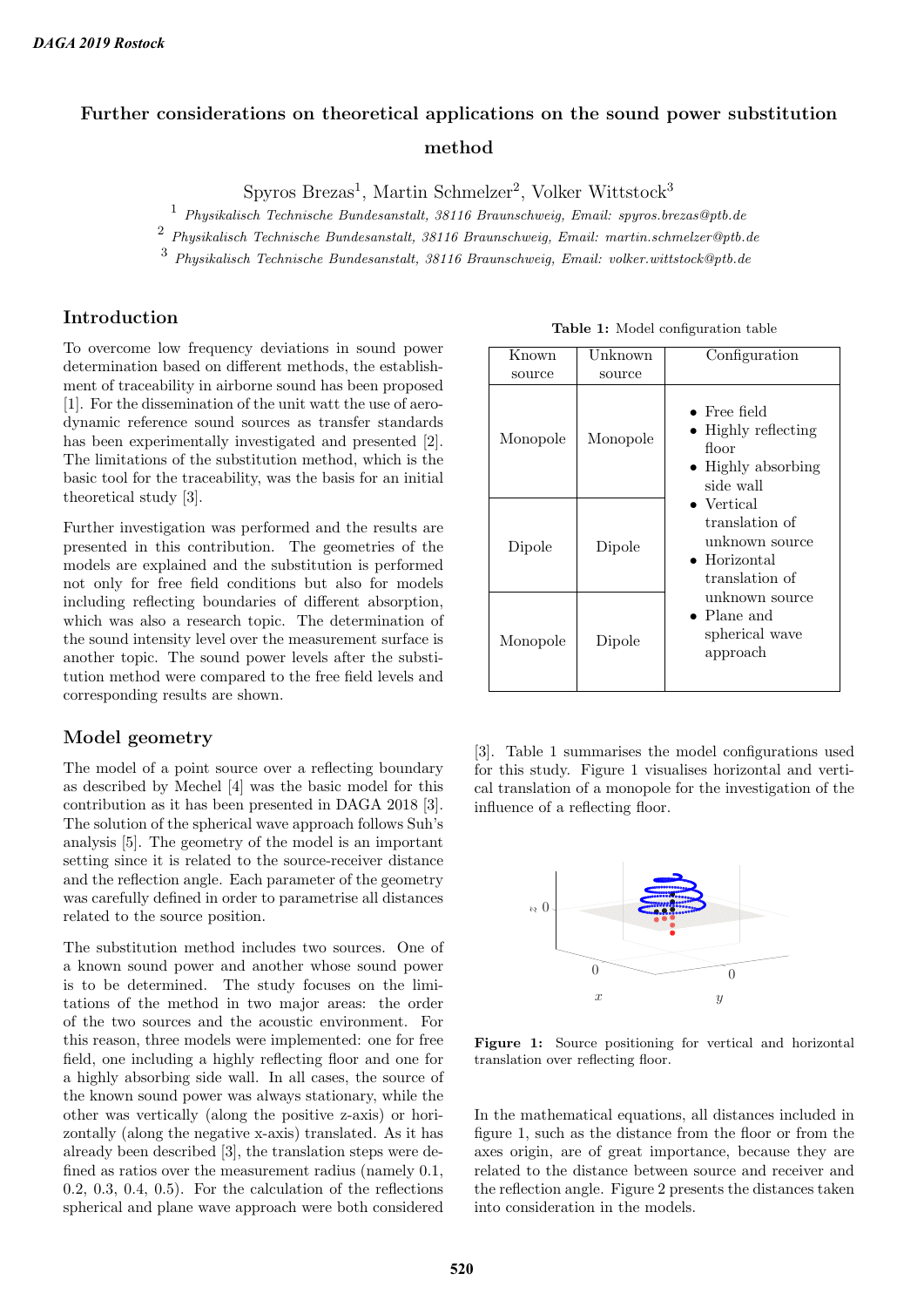# Further considerations on theoretical applications on the sound power substitution method

Spyros Brezas[1], Martin Schmelzer[2], Volker Wittstock[3]

[1] *Physikalisch Technische Bundesanstalt, 38116 Braunschweig, Email: spyros.brezas@ptb.de*
[2] *Physikalisch Technische Bundesanstalt, 38116 Braunschweig, Email: martin.schmelzer@ptb.de*
[3] *Physikalisch Technische Bundesanstalt, 38116 Braunschweig, Email: volker.wittstock@ptb.de*

## Introduction

To overcome low frequency deviations in sound power determination based on different methods, the establishment of traceability in airborne sound has been proposed [1]. For the dissemination of the unit watt the use of aerodynamic reference sound sources as transfer standards has been experimentally investigated and presented [2]. The limitations of the substitution method, which is the basic tool for the traceability, was the basis for an initial theoretical study [3].

Further investigation was performed and the results are presented in this contribution. The geometries of the models are explained and the substitution is performed not only for free field conditions but also for models including reflecting boundaries of different absorption, which was also a research topic. The determination of the sound intensity level over the measurement surface is another topic. The sound power levels after the substitution method were compared to the free field levels and corresponding results are shown.

## Model geometry

The model of a point source over a reflecting boundary as described by Mechel [4] was the basic model for this contribution as it has been presented in DAGA 2018 [3]. The solution of the spherical wave approach follows Suh's analysis [5]. The geometry of the model is an important setting since it is related to the source-receiver distance and the reflection angle. Each parameter of the geometry was carefully defined in order to parametrise all distances related to the source position.

The substitution method includes two sources. One of a known sound power and another whose sound power is to be determined. The study focuses on the limitations of the method in two major areas: the order of the two sources and the acoustic environment. For this reason, three models were implemented: one for free field, one including a highly reflecting floor and one for a highly absorbing side wall. In all cases, the source of the known sound power was always stationary, while the other was vertically (along the positive z-axis) or horizontally (along the negative x-axis) translated. As it has already been described [3], the translation steps were defined as ratios over the measurement radius (namely 0.1, 0.2, 0.3, 0.4, 0.5). For the calculation of the reflections spherical and plane wave approach were both considered [3]. Table 1 summarises the model configurations used for this study. Figure 1 visualises horizontal and vertical translation of a monopole for the investigation of the influence of a reflecting floor.

**Table 1:** Model configuration table

| Known source | Unknown source | Configuration |
|---|---|---|
| Monopole | Monopole | • Free field<br>• Highly reflecting floor<br>• Highly absorbing side wall<br>• Vertical translation of unknown source<br>• Horizontal translation of unknown source<br>• Plane and spherical wave approach |
| Dipole | Dipole | |
| Monopole | Dipole | |

**Figure 1:** Source positioning for vertical and horizontal translation over reflecting floor.

In the mathematical equations, all distances included in figure 1, such as the distance from the floor or from the axes origin, are of great importance, because they are related to the distance between source and receiver and the reflection angle. Figure 2 presents the distances taken into consideration in the models.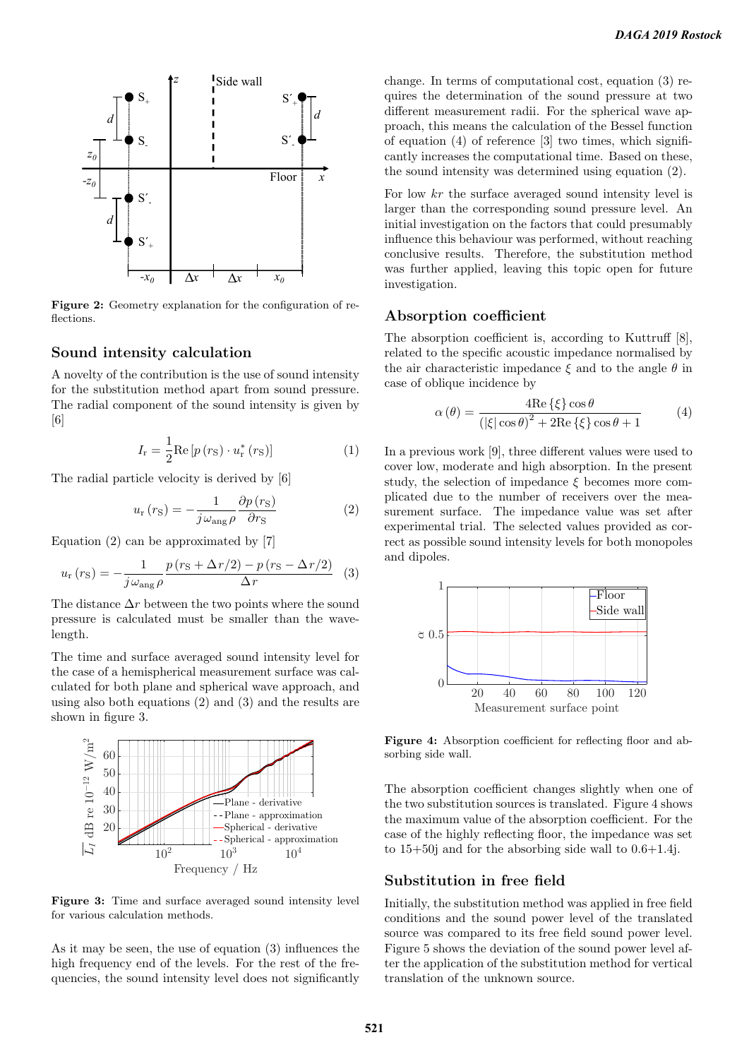Figure 2: Geometry explanation for the configuration of reflections.

## Sound intensity calculation

A novelty of the contribution is the use of sound intensity for the substitution method apart from sound pressure. The radial component of the sound intensity is given by [6]

$$I_{\mathrm{r}} = \frac{1}{2}\mathrm{Re}\left[p\left(r_{\mathrm{S}}\right) \cdot u_{\mathrm{r}}^{*}\left(r_{\mathrm{S}}\right)\right] \tag{1}$$

The radial particle velocity is derived by [6]

$$u_{\mathrm{r}}\left(r_{\mathrm{S}}\right) = -\frac{1}{j\,\omega_{\mathrm{ang}}\,\rho}\frac{\partial p\left(r_{\mathrm{S}}\right)}{\partial r_{\mathrm{S}}} \tag{2}$$

Equation (2) can be approximated by [7]

$$u_{\mathrm{r}}\left(r_{\mathrm{S}}\right) = -\frac{1}{j\,\omega_{\mathrm{ang}}\,\rho}\frac{p\left(r_{\mathrm{S}} + \Delta r/2\right) - p\left(r_{\mathrm{S}} - \Delta r/2\right)}{\Delta r} \tag{3}$$

The distance $\Delta r$ between the two points where the sound pressure is calculated must be smaller than the wavelength.

The time and surface averaged sound intensity level for the case of a hemispherical measurement surface was calculated for both plane and spherical wave approach, and using also both equations (2) and (3) and the results are shown in figure 3.

Figure 3: Time and surface averaged sound intensity level for various calculation methods.

As it may be seen, the use of equation (3) influences the high frequency end of the levels. For the rest of the frequencies, the sound intensity level does not significantly change. In terms of computational cost, equation (3) requires the determination of the sound pressure at two different measurement radii. For the spherical wave approach, this means the calculation of the Bessel function of equation (4) of reference [3] two times, which significantly increases the computational time. Based on these, the sound intensity was determined using equation (2).

For low $kr$ the surface averaged sound intensity level is larger than the corresponding sound pressure level. An initial investigation on the factors that could presumably influence this behaviour was performed, without reaching conclusive results. Therefore, the substitution method was further applied, leaving this topic open for future investigation.

## Absorption coefficient

The absorption coefficient is, according to Kuttruff [8], related to the specific acoustic impedance normalised by the air characteristic impedance $\xi$ and to the angle $\theta$ in case of oblique incidence by

$$\alpha\left(\theta\right) = \frac{4\mathrm{Re}\left\{\xi\right\}\cos\theta}{\left(\left|\xi\right|\cos\theta\right)^{2} + 2\mathrm{Re}\left\{\xi\right\}\cos\theta + 1} \tag{4}$$

In a previous work [9], three different values were used to cover low, moderate and high absorption. In the present study, the selection of impedance $\xi$ becomes more complicated due to the number of receivers over the measurement surface. The impedance value was set after experimental trial. The selected values provided as correct as possible sound intensity levels for both monopoles and dipoles.

Figure 4: Absorption coefficient for reflecting floor and absorbing side wall.

The absorption coefficient changes slightly when one of the two substitution sources is translated. Figure 4 shows the maximum value of the absorption coefficient. For the case of the highly reflecting floor, the impedance was set to 15+50j and for the absorbing side wall to 0.6+1.4j.

## Substitution in free field

Initially, the substitution method was applied in free field conditions and the sound power level of the translated source was compared to its free field sound power level. Figure 5 shows the deviation of the sound power level after the application of the substitution method for vertical translation of the unknown source.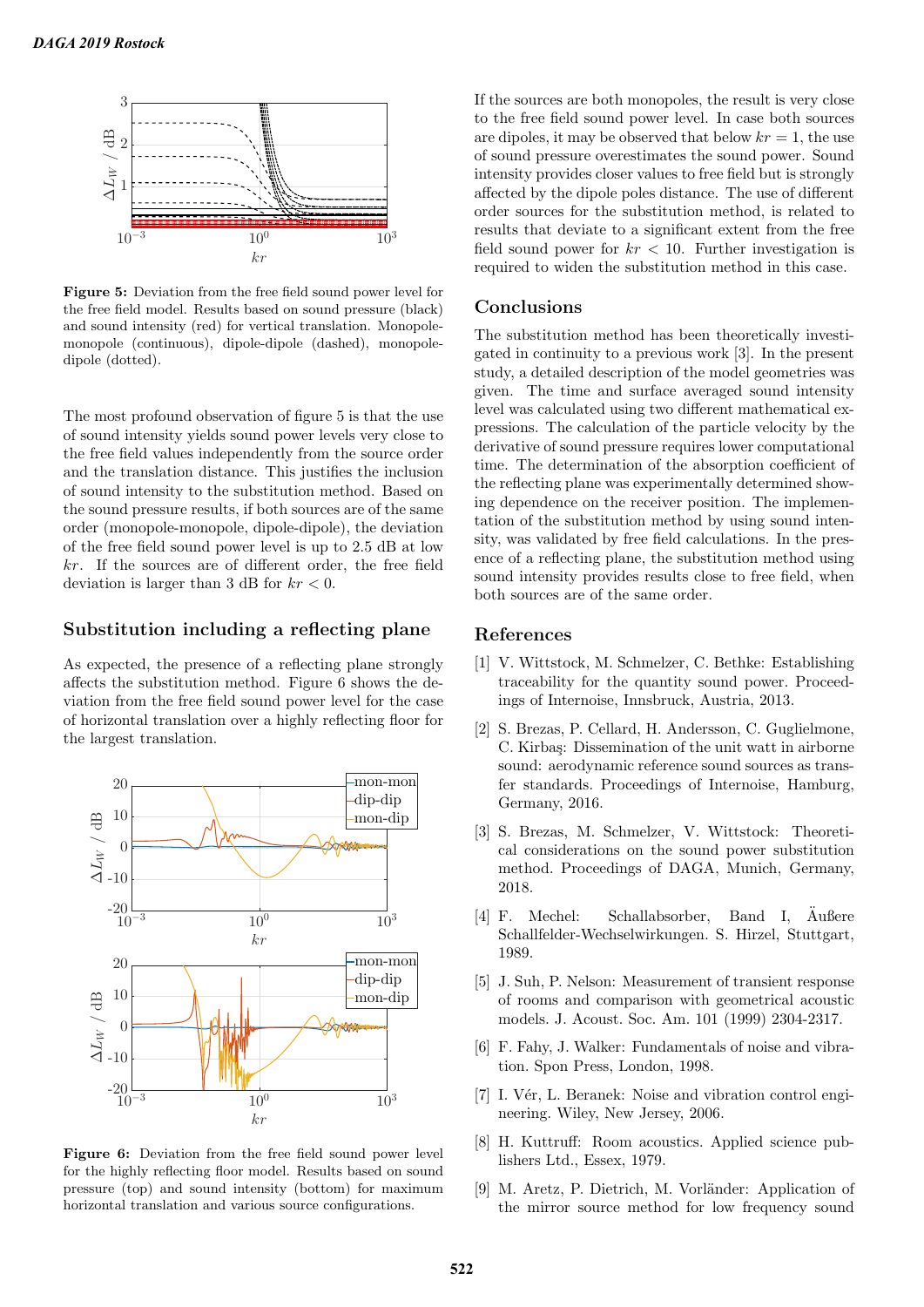**Figure 5:** Deviation from the free field sound power level for the free field model. Results based on sound pressure (black) and sound intensity (red) for vertical translation. Monopole-monopole (continuous), dipole-dipole (dashed), monopole-dipole (dotted).

The most profound observation of figure 5 is that the use of sound intensity yields sound power levels very close to the free field values independently from the source order and the translation distance. This justifies the inclusion of sound intensity to the substitution method. Based on the sound pressure results, if both sources are of the same order (monopole-monopole, dipole-dipole), the deviation of the free field sound power level is up to 2.5 dB at low $kr$. If the sources are of different order, the free field deviation is larger than 3 dB for $kr < 0$.

## Substitution including a reflecting plane

As expected, the presence of a reflecting plane strongly affects the substitution method. Figure 6 shows the deviation from the free field sound power level for the case of horizontal translation over a highly reflecting floor for the largest translation.

**Figure 6:** Deviation from the free field sound power level for the highly reflecting floor model. Results based on sound pressure (top) and sound intensity (bottom) for maximum horizontal translation and various source configurations.

If the sources are both monopoles, the result is very close to the free field sound power level. In case both sources are dipoles, it may be observed that below $kr = 1$, the use of sound pressure overestimates the sound power. Sound intensity provides closer values to free field but is strongly affected by the dipole poles distance. The use of different order sources for the substitution method, is related to results that deviate to a significant extent from the free field sound power for $kr < 10$. Further investigation is required to widen the substitution method in this case.

## Conclusions

The substitution method has been theoretically investigated in continuity to a previous work [3]. In the present study, a detailed description of the model geometries was given. The time and surface averaged sound intensity level was calculated using two different mathematical expressions. The calculation of the particle velocity by the derivative of sound pressure requires lower computational time. The determination of the absorption coefficient of the reflecting plane was experimentally determined showing dependence on the receiver position. The implementation of the substitution method by using sound intensity, was validated by free field calculations. In the presence of a reflecting plane, the substitution method using sound intensity provides results close to free field, when both sources are of the same order.

## References

[1] V. Wittstock, M. Schmelzer, C. Bethke: Establishing traceability for the quantity sound power. Proceedings of Internoise, Innsbruck, Austria, 2013.

[2] S. Brezas, P. Cellard, H. Andersson, C. Guglielmone, C. Kirbaş: Dissemination of the unit watt in airborne sound: aerodynamic reference sound sources as transfer standards. Proceedings of Internoise, Hamburg, Germany, 2016.

[3] S. Brezas, M. Schmelzer, V. Wittstock: Theoretical considerations on the sound power substitution method. Proceedings of DAGA, Munich, Germany, 2018.

[4] F. Mechel: Schallabsorber, Band I, Äußere Schallfelder-Wechselwirkungen. S. Hirzel, Stuttgart, 1989.

[5] J. Suh, P. Nelson: Measurement of transient response of rooms and comparison with geometrical acoustic models. J. Acoust. Soc. Am. 101 (1999) 2304-2317.

[6] F. Fahy, J. Walker: Fundamentals of noise and vibration. Spon Press, London, 1998.

[7] I. Vér, L. Beranek: Noise and vibration control engineering. Wiley, New Jersey, 2006.

[8] H. Kuttruff: Room acoustics. Applied science publishers Ltd., Essex, 1979.

[9] M. Aretz, P. Dietrich, M. Vorländer: Application of the mirror source method for low frequency sound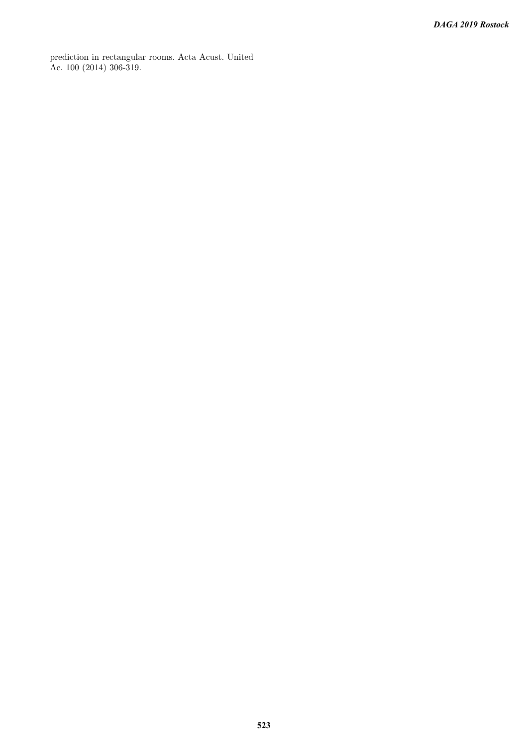prediction in rectangular rooms. Acta Acust. United Ac. 100 (2014) 306-319.